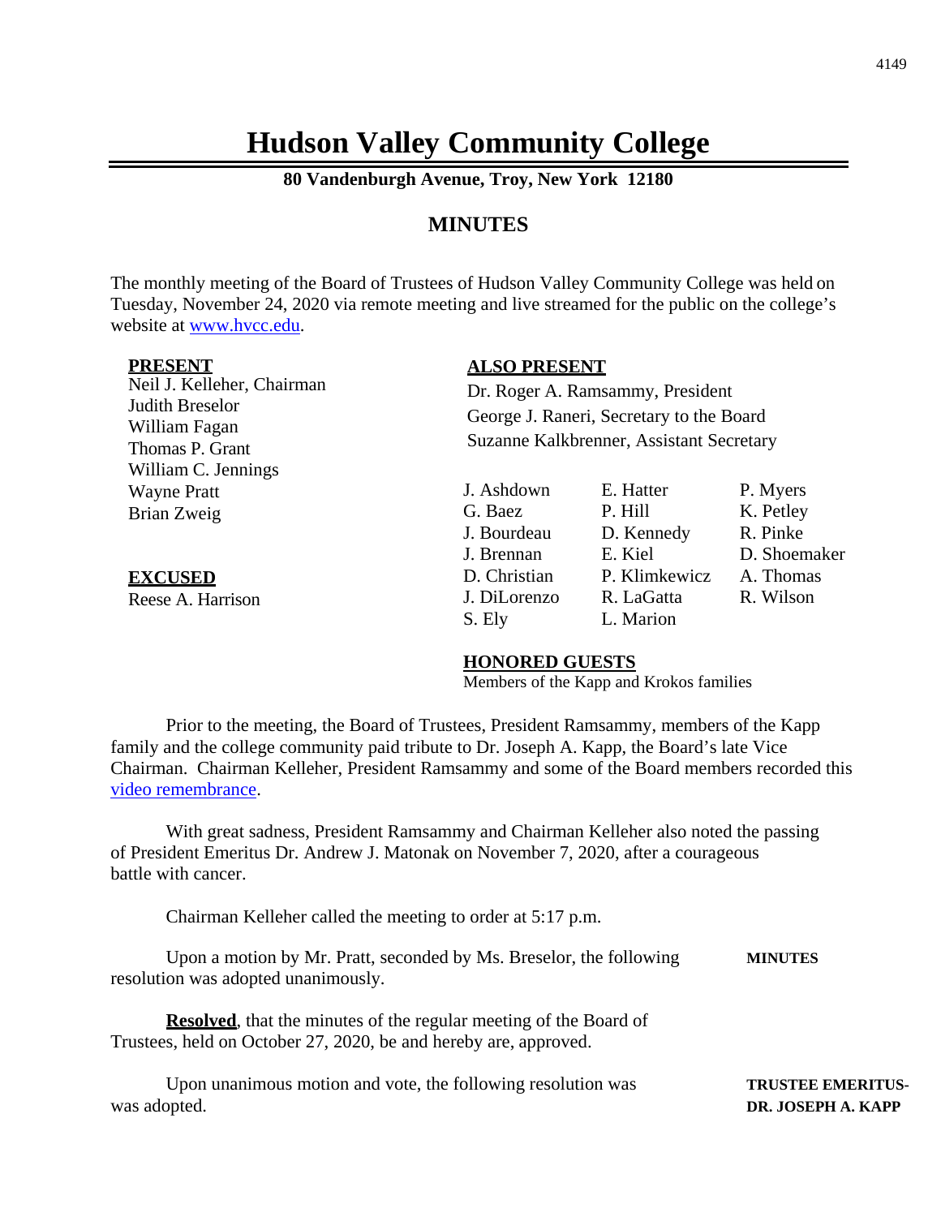# Hudson Valley Community College

**80 Vandenburgh Avenue, Troy, New York 12180**

## MINUTES

The monthly meeting of the Board of Trustees of Hudson Valley Community College was held on Tuesday, November 24, 2020 via remote meeting and live streamed for the public on the college's website at www.hvcc.edu.

**PRESENT**
Neil J. Kelleher, Chairman
Judith Breselor
William Fagan
Thomas P. Grant
William C. Jennings
Wayne Pratt
Brian Zweig

**EXCUSED**
Reese A. Harrison

**ALSO PRESENT**
Dr. Roger A. Ramsammy, President
George J. Raneri, Secretary to the Board
Suzanne Kalkbrenner, Assistant Secretary

| | | |
|---|---|---|
| J. Ashdown | E. Hatter | P. Myers |
| G. Baez | P. Hill | K. Petley |
| J. Bourdeau | D. Kennedy | R. Pinke |
| J. Brennan | E. Kiel | D. Shoemaker |
| D. Christian | P. Klimkewicz | A. Thomas |
| J. DiLorenzo | R. LaGatta | R. Wilson |
| S. Ely | L. Marion | |

**HONORED GUESTS**
Members of the Kapp and Krokos families

Prior to the meeting, the Board of Trustees, President Ramsammy, members of the Kapp family and the college community paid tribute to Dr. Joseph A. Kapp, the Board's late Vice Chairman. Chairman Kelleher, President Ramsammy and some of the Board members recorded this video remembrance.

With great sadness, President Ramsammy and Chairman Kelleher also noted the passing of President Emeritus Dr. Andrew J. Matonak on November 7, 2020, after a courageous battle with cancer.

Chairman Kelleher called the meeting to order at 5:17 p.m.

**MINUTES**

Upon a motion by Mr. Pratt, seconded by Ms. Breselor, the following resolution was adopted unanimously.

**Resolved**, that the minutes of the regular meeting of the Board of Trustees, held on October 27, 2020, be and hereby are, approved.

**TRUSTEE EMERITUS- DR. JOSEPH A. KAPP**

Upon unanimous motion and vote, the following resolution was was adopted.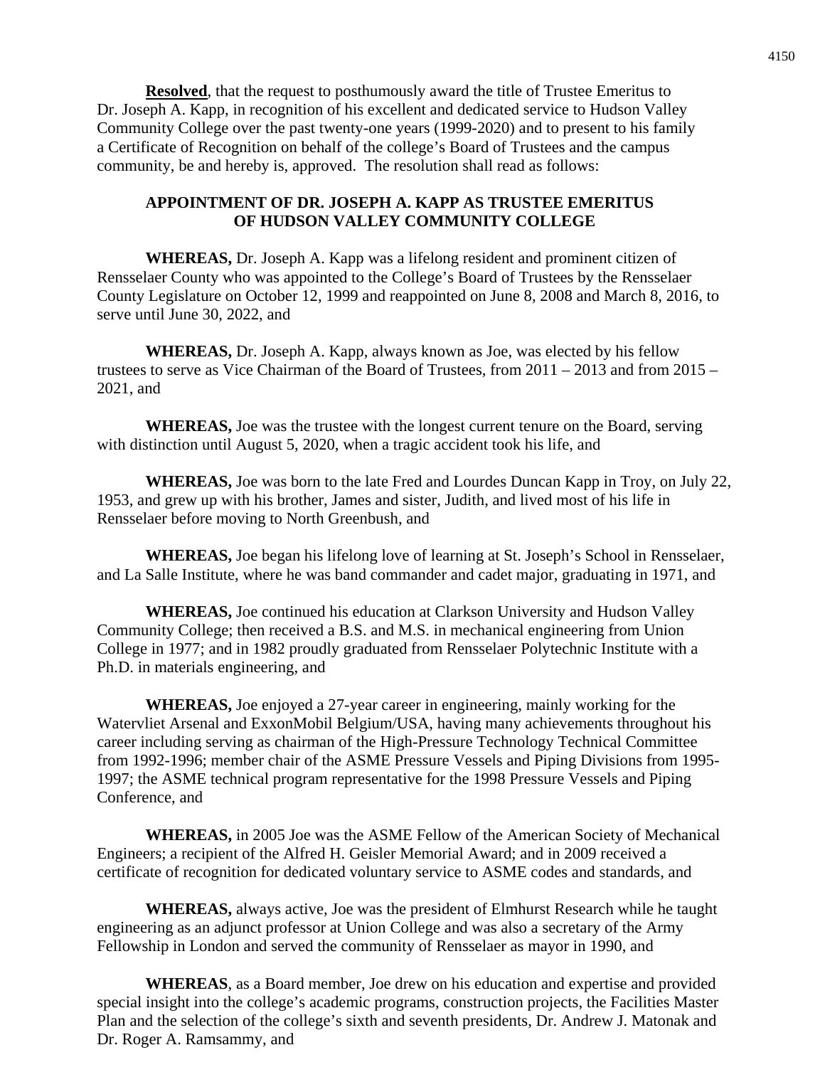**Resolved**, that the request to posthumously award the title of Trustee Emeritus to Dr. Joseph A. Kapp, in recognition of his excellent and dedicated service to Hudson Valley Community College over the past twenty-one years (1999-2020) and to present to his family a Certificate of Recognition on behalf of the college's Board of Trustees and the campus community, be and hereby is, approved. The resolution shall read as follows:

**APPOINTMENT OF DR. JOSEPH A. KAPP AS TRUSTEE EMERITUS OF HUDSON VALLEY COMMUNITY COLLEGE**

**WHEREAS,** Dr. Joseph A. Kapp was a lifelong resident and prominent citizen of Rensselaer County who was appointed to the College's Board of Trustees by the Rensselaer County Legislature on October 12, 1999 and reappointed on June 8, 2008 and March 8, 2016, to serve until June 30, 2022, and

**WHEREAS,** Dr. Joseph A. Kapp, always known as Joe, was elected by his fellow trustees to serve as Vice Chairman of the Board of Trustees, from 2011 – 2013 and from 2015 – 2021, and

**WHEREAS,** Joe was the trustee with the longest current tenure on the Board, serving with distinction until August 5, 2020, when a tragic accident took his life, and

**WHEREAS,** Joe was born to the late Fred and Lourdes Duncan Kapp in Troy, on July 22, 1953, and grew up with his brother, James and sister, Judith, and lived most of his life in Rensselaer before moving to North Greenbush, and

**WHEREAS,** Joe began his lifelong love of learning at St. Joseph's School in Rensselaer, and La Salle Institute, where he was band commander and cadet major, graduating in 1971, and

**WHEREAS,** Joe continued his education at Clarkson University and Hudson Valley Community College; then received a B.S. and M.S. in mechanical engineering from Union College in 1977; and in 1982 proudly graduated from Rensselaer Polytechnic Institute with a Ph.D. in materials engineering, and

**WHEREAS,** Joe enjoyed a 27-year career in engineering, mainly working for the Watervliet Arsenal and ExxonMobil Belgium/USA, having many achievements throughout his career including serving as chairman of the High-Pressure Technology Technical Committee from 1992-1996; member chair of the ASME Pressure Vessels and Piping Divisions from 1995-1997; the ASME technical program representative for the 1998 Pressure Vessels and Piping Conference, and

**WHEREAS,** in 2005 Joe was the ASME Fellow of the American Society of Mechanical Engineers; a recipient of the Alfred H. Geisler Memorial Award; and in 2009 received a certificate of recognition for dedicated voluntary service to ASME codes and standards, and

**WHEREAS,** always active, Joe was the president of Elmhurst Research while he taught engineering as an adjunct professor at Union College and was also a secretary of the Army Fellowship in London and served the community of Rensselaer as mayor in 1990, and

**WHEREAS**, as a Board member, Joe drew on his education and expertise and provided special insight into the college's academic programs, construction projects, the Facilities Master Plan and the selection of the college's sixth and seventh presidents, Dr. Andrew J. Matonak and Dr. Roger A. Ramsammy, and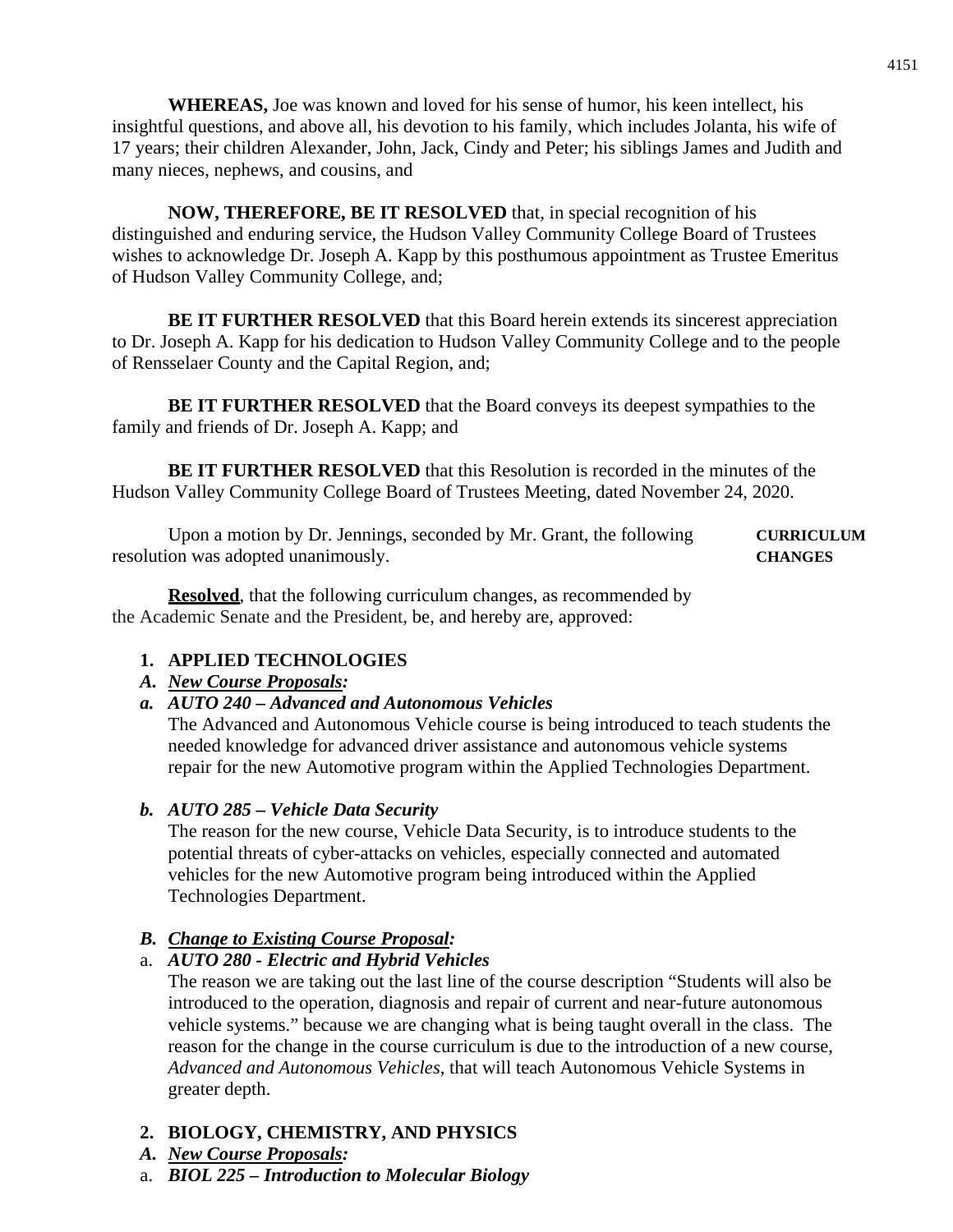**WHEREAS,** Joe was known and loved for his sense of humor, his keen intellect, his insightful questions, and above all, his devotion to his family, which includes Jolanta, his wife of 17 years; their children Alexander, John, Jack, Cindy and Peter; his siblings James and Judith and many nieces, nephews, and cousins, and

**NOW, THEREFORE, BE IT RESOLVED** that, in special recognition of his distinguished and enduring service, the Hudson Valley Community College Board of Trustees wishes to acknowledge Dr. Joseph A. Kapp by this posthumous appointment as Trustee Emeritus of Hudson Valley Community College, and;

**BE IT FURTHER RESOLVED** that this Board herein extends its sincerest appreciation to Dr. Joseph A. Kapp for his dedication to Hudson Valley Community College and to the people of Rensselaer County and the Capital Region, and;

**BE IT FURTHER RESOLVED** that the Board conveys its deepest sympathies to the family and friends of Dr. Joseph A. Kapp; and

**BE IT FURTHER RESOLVED** that this Resolution is recorded in the minutes of the Hudson Valley Community College Board of Trustees Meeting, dated November 24, 2020.

**CURRICULUM CHANGES**

Upon a motion by Dr. Jennings, seconded by Mr. Grant, the following resolution was adopted unanimously.

**Resolved**, that the following curriculum changes, as recommended by the Academic Senate and the President, be, and hereby are, approved:

1. **APPLIED TECHNOLOGIES**

*A.* ***New Course Proposals:***

*a.* ***AUTO 240 – Advanced and Autonomous Vehicles***

The Advanced and Autonomous Vehicle course is being introduced to teach students the needed knowledge for advanced driver assistance and autonomous vehicle systems repair for the new Automotive program within the Applied Technologies Department.

*b.* ***AUTO 285 – Vehicle Data Security***

The reason for the new course, Vehicle Data Security, is to introduce students to the potential threats of cyber-attacks on vehicles, especially connected and automated vehicles for the new Automotive program being introduced within the Applied Technologies Department.

*B.* ***Change to Existing Course Proposal:***

a. ***AUTO 280 - Electric and Hybrid Vehicles***

The reason we are taking out the last line of the course description "Students will also be introduced to the operation, diagnosis and repair of current and near-future autonomous vehicle systems." because we are changing what is being taught overall in the class. The reason for the change in the course curriculum is due to the introduction of a new course, *Advanced and Autonomous Vehicles,* that will teach Autonomous Vehicle Systems in greater depth.

2. **BIOLOGY, CHEMISTRY, AND PHYSICS**

*A.* ***New Course Proposals:***

a. ***BIOL 225 – Introduction to Molecular Biology***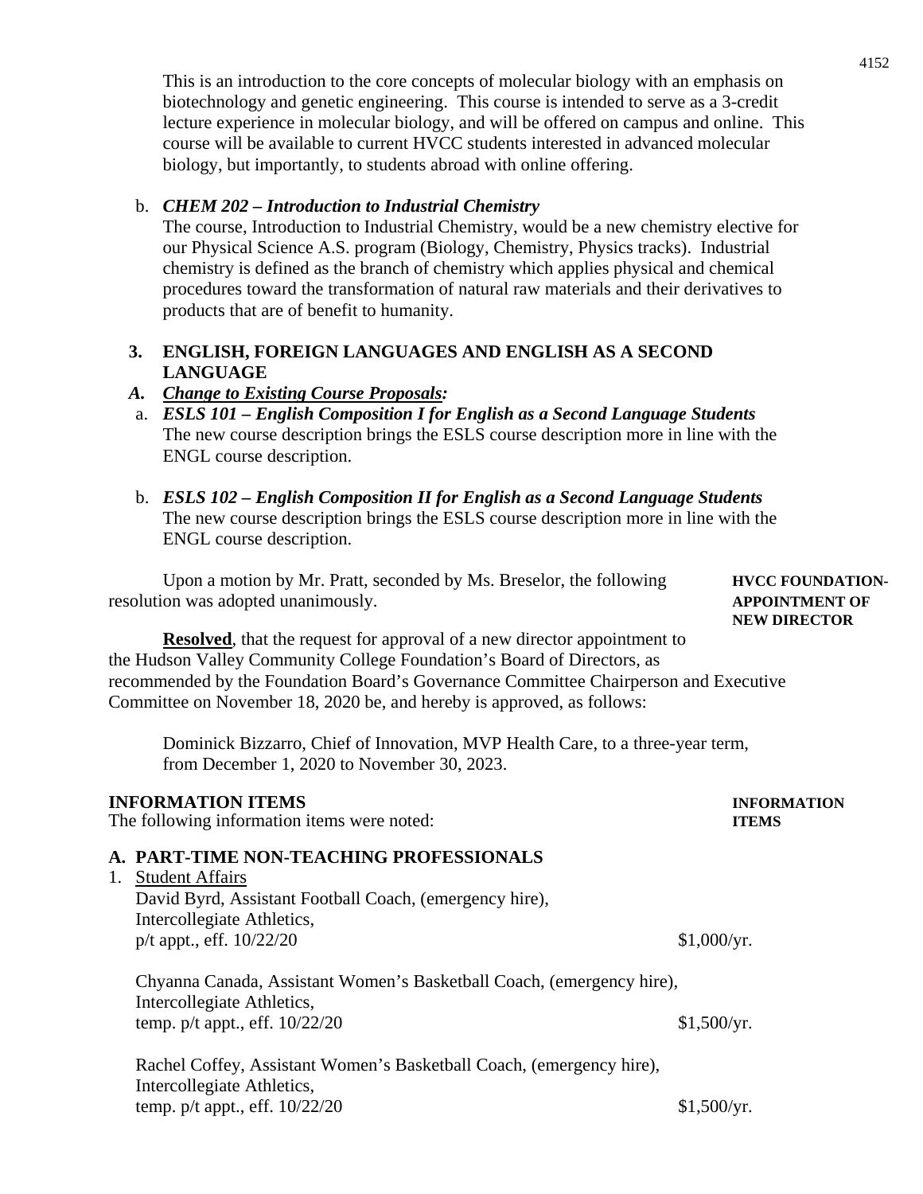This is an introduction to the core concepts of molecular biology with an emphasis on biotechnology and genetic engineering. This course is intended to serve as a 3-credit lecture experience in molecular biology, and will be offered on campus and online. This course will be available to current HVCC students interested in advanced molecular biology, but importantly, to students abroad with online offering.

b. ***CHEM 202 – Introduction to Industrial Chemistry***
The course, Introduction to Industrial Chemistry, would be a new chemistry elective for our Physical Science A.S. program (Biology, Chemistry, Physics tracks). Industrial chemistry is defined as the branch of chemistry which applies physical and chemical procedures toward the transformation of natural raw materials and their derivatives to products that are of benefit to humanity.

**3. ENGLISH, FOREIGN LANGUAGES AND ENGLISH AS A SECOND LANGUAGE**

***A. Change to Existing Course Proposals:***

a. ***ESLS 101 – English Composition I for English as a Second Language Students***
The new course description brings the ESLS course description more in line with the ENGL course description.

b. ***ESLS 102 – English Composition II for English as a Second Language Students***
The new course description brings the ESLS course description more in line with the ENGL course description.

**HVCC FOUNDATION-APPOINTMENT OF NEW DIRECTOR**

Upon a motion by Mr. Pratt, seconded by Ms. Breselor, the following resolution was adopted unanimously.

**Resolved**, that the request for approval of a new director appointment to the Hudson Valley Community College Foundation's Board of Directors, as recommended by the Foundation Board's Governance Committee Chairperson and Executive Committee on November 18, 2020 be, and hereby is approved, as follows:

Dominick Bizzarro, Chief of Innovation, MVP Health Care, to a three-year term, from December 1, 2020 to November 30, 2023.

**INFORMATION ITEMS**

**INFORMATION ITEMS**
The following information items were noted:

**A. PART-TIME NON-TEACHING PROFESSIONALS**

1. Student Affairs

David Byrd, Assistant Football Coach, (emergency hire),
Intercollegiate Athletics,
p/t appt., eff. 10/22/20 — $1,000/yr.

Chyanna Canada, Assistant Women's Basketball Coach, (emergency hire),
Intercollegiate Athletics,
temp. p/t appt., eff. 10/22/20 — $1,500/yr.

Rachel Coffey, Assistant Women's Basketball Coach, (emergency hire),
Intercollegiate Athletics,
temp. p/t appt., eff. 10/22/20 — $1,500/yr.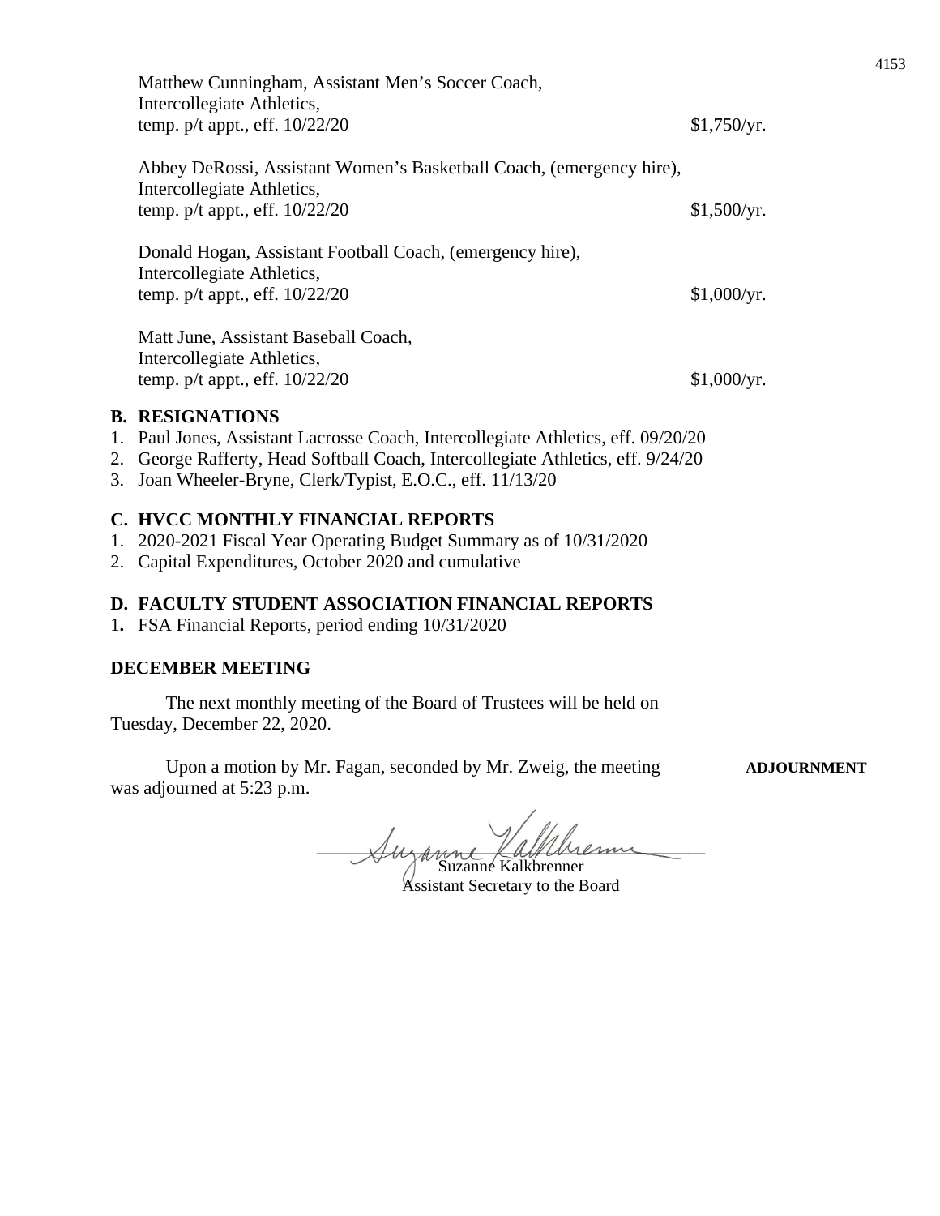Matthew Cunningham, Assistant Men's Soccer Coach,
Intercollegiate Athletics,
temp. p/t appt., eff. 10/22/20 $1,750/yr.

Abbey DeRossi, Assistant Women's Basketball Coach, (emergency hire),
Intercollegiate Athletics,
temp. p/t appt., eff. 10/22/20 $1,500/yr.

Donald Hogan, Assistant Football Coach, (emergency hire),
Intercollegiate Athletics,
temp. p/t appt., eff. 10/22/20 $1,000/yr.

Matt June, Assistant Baseball Coach,
Intercollegiate Athletics,
temp. p/t appt., eff. 10/22/20 $1,000/yr.

**B. RESIGNATIONS**

1. Paul Jones, Assistant Lacrosse Coach, Intercollegiate Athletics, eff. 09/20/20
2. George Rafferty, Head Softball Coach, Intercollegiate Athletics, eff. 9/24/20
3. Joan Wheeler-Bryne, Clerk/Typist, E.O.C., eff. 11/13/20

**C. HVCC MONTHLY FINANCIAL REPORTS**

1. 2020-2021 Fiscal Year Operating Budget Summary as of 10/31/2020
2. Capital Expenditures, October 2020 and cumulative

**D. FACULTY STUDENT ASSOCIATION FINANCIAL REPORTS**

1. FSA Financial Reports, period ending 10/31/2020

**DECEMBER MEETING**

The next monthly meeting of the Board of Trustees will be held on Tuesday, December 22, 2020.

**ADJOURNMENT**

Upon a motion by Mr. Fagan, seconded by Mr. Zweig, the meeting was adjourned at 5:23 p.m.

Suzanne Kalkbrenner
Assistant Secretary to the Board